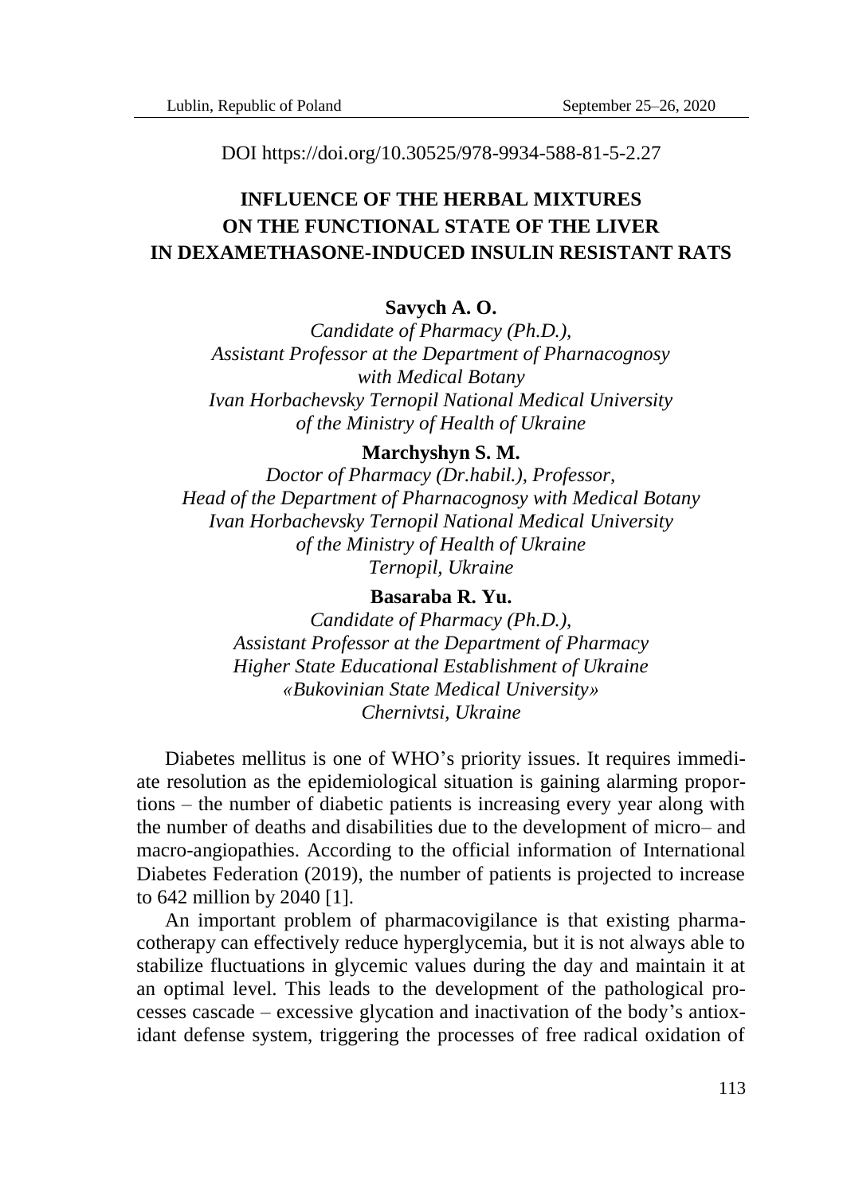DOI https://doi.org/10.30525/978-9934-588-81-5-2.27

# INFLUENCE OF THE HERBAL MIXTURES ON THE FUNCTIONAL STATE OF THE LIVER IN DEXAMETHASONE-INDUCED INSULIN RESISTANT RATS

**Savych A. O.**

*Candidate of Pharmacy (Ph.D.),*
*Assistant Professor at the Department of Pharnacognosy with Medical Botany*
*Ivan Horbachevsky Ternopil National Medical University of the Ministry of Health of Ukraine*

**Marchyshyn S. M.**

*Doctor of Pharmacy (Dr.habil.), Professor,*
*Head of the Department of Pharnacognosy with Medical Botany*
*Ivan Horbachevsky Ternopil National Medical University of the Ministry of Health of Ukraine*
*Ternopil, Ukraine*

**Basaraba R. Yu.**

*Candidate of Pharmacy (Ph.D.),*
*Assistant Professor at the Department of Pharmacy*
*Higher State Educational Establishment of Ukraine «Bukovinian State Medical University»*
*Chernivtsi, Ukraine*

Diabetes mellitus is one of WHO's priority issues. It requires immediate resolution as the epidemiological situation is gaining alarming proportions – the number of diabetic patients is increasing every year along with the number of deaths and disabilities due to the development of micro– and macro-angiopathies. According to the official information of International Diabetes Federation (2019), the number of patients is projected to increase to 642 million by 2040 [1].

An important problem of pharmacovigilance is that existing pharmacotherapy can effectively reduce hyperglycemia, but it is not always able to stabilize fluctuations in glycemic values during the day and maintain it at an optimal level. This leads to the development of the pathological processes cascade – excessive glycation and inactivation of the body's antioxidant defense system, triggering the processes of free radical oxidation of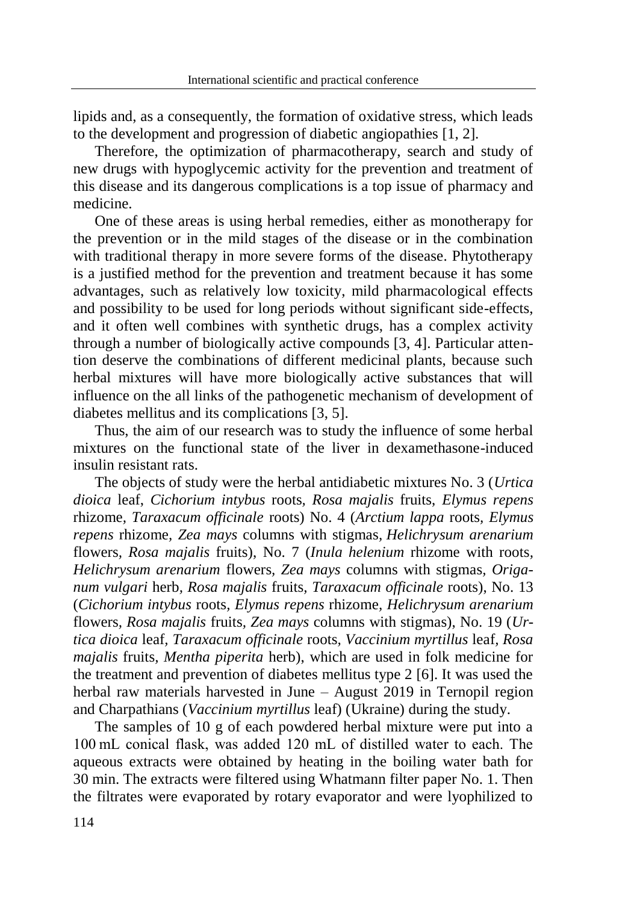lipids and, as a consequently, the formation of oxidative stress, which leads to the development and progression of diabetic angiopathies [1, 2].

Therefore, the optimization of pharmacotherapy, search and study of new drugs with hypoglycemic activity for the prevention and treatment of this disease and its dangerous complications is a top issue of pharmacy and medicine.

One of these areas is using herbal remedies, either as monotherapy for the prevention or in the mild stages of the disease or in the combination with traditional therapy in more severe forms of the disease. Phytotherapy is a justified method for the prevention and treatment because it has some advantages, such as relatively low toxicity, mild pharmacological effects and possibility to be used for long periods without significant side-effects, and it often well combines with synthetic drugs, has a complex activity through a number of biologically active compounds [3, 4]. Particular attention deserve the combinations of different medicinal plants, because such herbal mixtures will have more biologically active substances that will influence on the all links of the pathogenetic mechanism of development of diabetes mellitus and its complications [3, 5].

Thus, the aim of our research was to study the influence of some herbal mixtures on the functional state of the liver in dexamethasone-induced insulin resistant rats.

The objects of study were the herbal antidiabetic mixtures No. 3 (*Urtica dioica* leaf, *Cichorium intybus* roots, *Rosa majalis* fruits, *Elymus repens* rhizome, *Taraxacum officinale* roots) No. 4 (*Arctium lappa* roots, *Elymus repens* rhizome, *Zea mays* columns with stigmas, *Helichrysum arenarium* flowers, *Rosa majalis* fruits), No. 7 (*Inula helenium* rhizome with roots, *Helichrysum arenarium* flowers, *Zea mays* columns with stigmas, *Origanum vulgari* herb, *Rosa majalis* fruits, *Taraxacum officinale* roots), No. 13 (*Cichorium intybus* roots, *Elymus repens* rhizome, *Helichrysum arenarium* flowers, *Rosa majalis* fruits, *Zea mays* columns with stigmas), No. 19 (*Urtica dioica* leaf, *Taraxacum officinale* roots, *Vaccinium myrtillus* leaf, *Rosa majalis* fruits, *Mentha piperita* herb), which are used in folk medicine for the treatment and prevention of diabetes mellitus type 2 [6]. It was used the herbal raw materials harvested in June – August 2019 in Ternopil region and Charpathians (*Vaccinium myrtillus* leaf) (Ukraine) during the study.

The samples of 10 g of each powdered herbal mixture were put into a 100 mL conical flask, was added 120 mL of distilled water to each. The aqueous extracts were obtained by heating in the boiling water bath for 30 min. The extracts were filtered using Whatmann filter paper No. 1. Then the filtrates were evaporated by rotary evaporator and were lyophilized to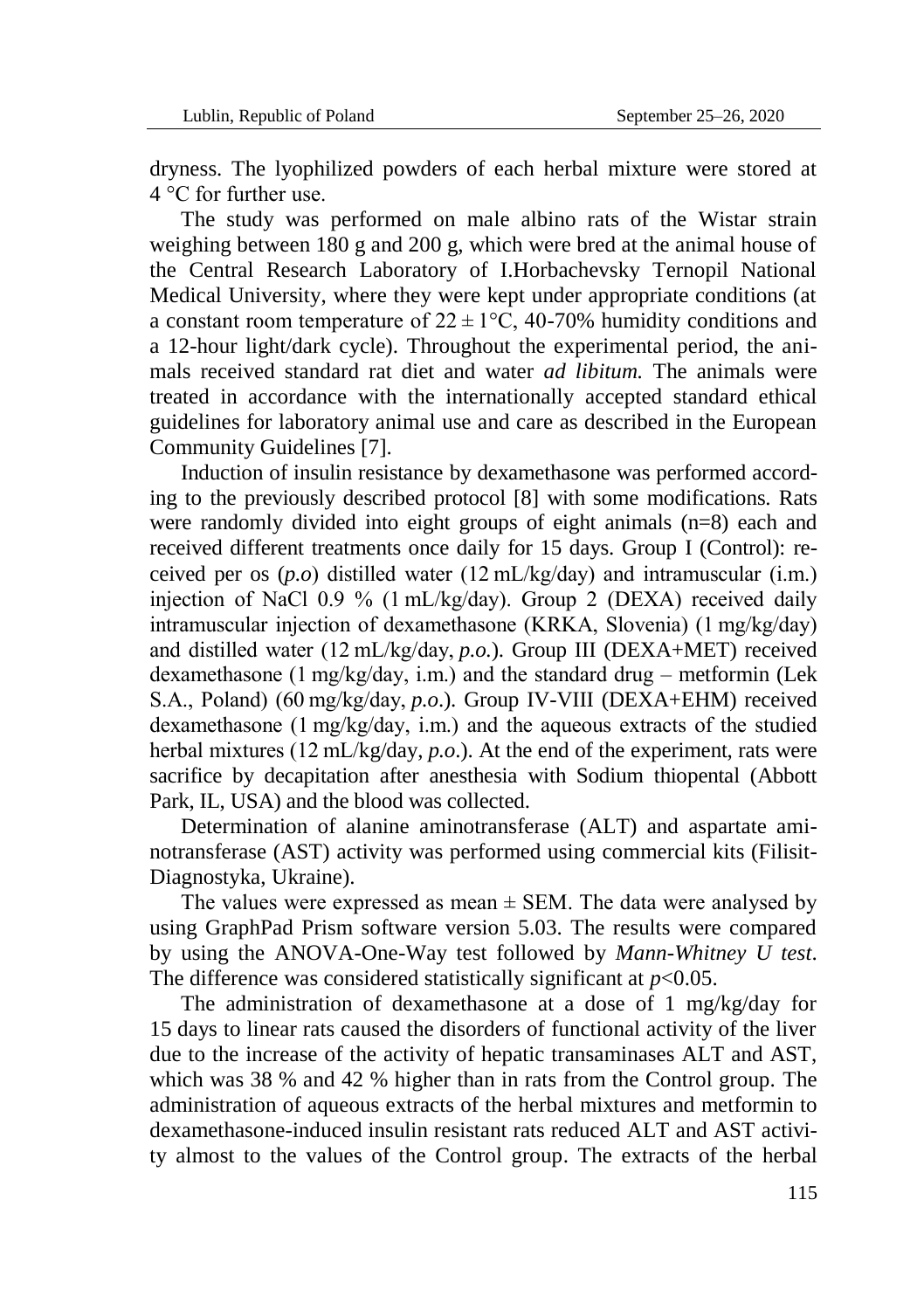dryness. The lyophilized powders of each herbal mixture were stored at 4 °C for further use.

The study was performed on male albino rats of the Wistar strain weighing between 180 g and 200 g, which were bred at the animal house of the Central Research Laboratory of I.Horbachevsky Ternopil National Medical University, where they were kept under appropriate conditions (at a constant room temperature of $22 \pm 1$°C, 40-70% humidity conditions and a 12-hour light/dark cycle). Throughout the experimental period, the animals received standard rat diet and water *ad libitum.* The animals were treated in accordance with the internationally accepted standard ethical guidelines for laboratory animal use and care as described in the European Community Guidelines [7].

Induction of insulin resistance by dexamethasone was performed according to the previously described protocol [8] with some modifications. Rats were randomly divided into eight groups of eight animals (n=8) each and received different treatments once daily for 15 days. Group I (Control): received per os (*p.o*) distilled water (12 mL/kg/day) and intramuscular (i.m.) injection of NaCl 0.9 % (1 mL/kg/day). Group 2 (DEXA) received daily intramuscular injection of dexamethasone (KRKA, Slovenia) (1 mg/kg/day) and distilled water (12 mL/kg/day, *p.o.*). Group III (DEXA+MET) received dexamethasone (1 mg/kg/day, i.m.) and the standard drug – metformin (Lek S.A., Poland) (60 mg/kg/day, *p.o*.). Group IV-VIII (DEXA+EHM) received dexamethasone (1 mg/kg/day, i.m.) and the aqueous extracts of the studied herbal mixtures (12 mL/kg/day, *p.o*.). At the end of the experiment, rats were sacrifice by decapitation after anesthesia with Sodium thiopental (Abbott Park, IL, USA) and the blood was collected.

Determination of alanine aminotransferase (ALT) and aspartate aminotransferase (AST) activity was performed using commercial kits (Filisit-Diagnostyka, Ukraine).

The values were expressed as mean ± SEM. The data were analysed by using GraphPad Prism software version 5.03. The results were compared by using the ANOVA-One-Way test followed by *Mann-Whitney U test*. The difference was considered statistically significant at $p<0.05$.

The administration of dexamethasone at a dose of 1 mg/kg/day for 15 days to linear rats caused the disorders of functional activity of the liver due to the increase of the activity of hepatic transaminases ALT and AST, which was 38 % and 42 % higher than in rats from the Control group. The administration of aqueous extracts of the herbal mixtures and metformin to dexamethasone-induced insulin resistant rats reduced ALT and AST activity almost to the values of the Control group. The extracts of the herbal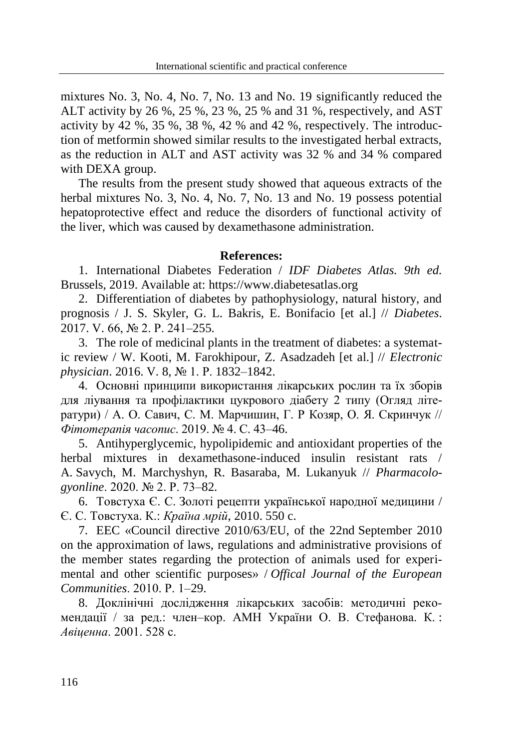mixtures No. 3, No. 4, No. 7, No. 13 and No. 19 significantly reduced the ALT activity by 26 %, 25 %, 23 %, 25 % and 31 %, respectively, and AST activity by 42 %, 35 %, 38 %, 42 % and 42 %, respectively. The introduction of metformin showed similar results to the investigated herbal extracts, as the reduction in ALT and AST activity was 32 % and 34 % compared with DEXA group.

The results from the present study showed that aqueous extracts of the herbal mixtures No. 3, No. 4, No. 7, No. 13 and No. 19 possess potential hepatoprotective effect and reduce the disorders of functional activity of the liver, which was caused by dexamethasone administration.

**References:**

1. International Diabetes Federation / *IDF Diabetes Atlas. 9th ed.* Brussels, 2019. Available at: https://www.diabetesatlas.org

2. Differentiation of diabetes by pathophysiology, natural history, and prognosis / J. S. Skyler, G. L. Bakris, E. Bonifacio [et al.] // *Diabetes*. 2017. V. 66, № 2. P. 241–255.

3. The role of medicinal plants in the treatment of diabetes: a systematic review / W. Kooti, M. Farokhipour, Z. Asadzadeh [et al.] // *Electronic physician*. 2016. V. 8, № 1. P. 1832–1842.

4. Основні принципи використання лікарських рослин та їх зборів для ліування та профілактики цукрового діабету 2 типу (Огляд літератури) / А. О. Савич, С. М. Марчишин, Г. Р Козяр, О. Я. Скринчук // *Фітотерапія часопис*. 2019. № 4. С. 43–46.

5. Antihyperglycemic, hypolipidemic and antioxidant properties of the herbal mixtures in dexamethasone-induced insulin resistant rats / A. Savych, M. Marchyshyn, R. Basaraba, M. Lukanyuk // *Pharmacologyonline*. 2020. № 2. P. 73–82.

6. Товстуха Є. С. Золоті рецепти української народної медицини / Є. С. Товстуха. К.: *Країна мрій*, 2010. 550 с.

7. EEC «Council directive 2010/63/EU, of the 22nd September 2010 on the approximation of laws, regulations and administrative provisions of the member states regarding the protection of animals used for experimental and other scientific purposes» / *Offical Journal of the European Communities*. 2010. P. 1–29.

8. Доклінічні дослідження лікарських засобів: методичні рекомендації / за ред.: член–кор. АМН України О. В. Стефанова. К. : *Авіценна*. 2001. 528 с.